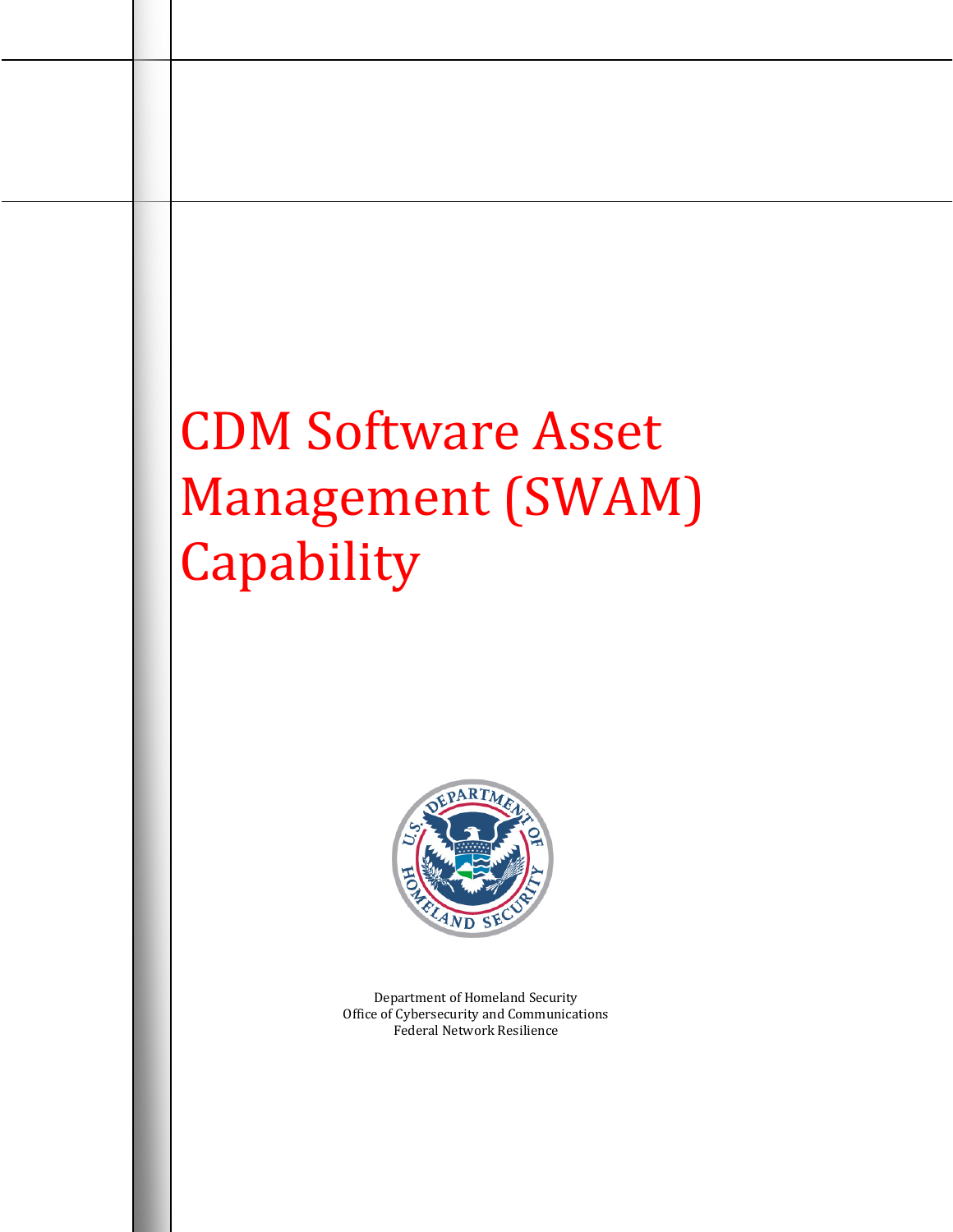# CDM Software Asset Management (SWAM) Capability

Department of Homeland Security
Office of Cybersecurity and Communications
Federal Network Resilience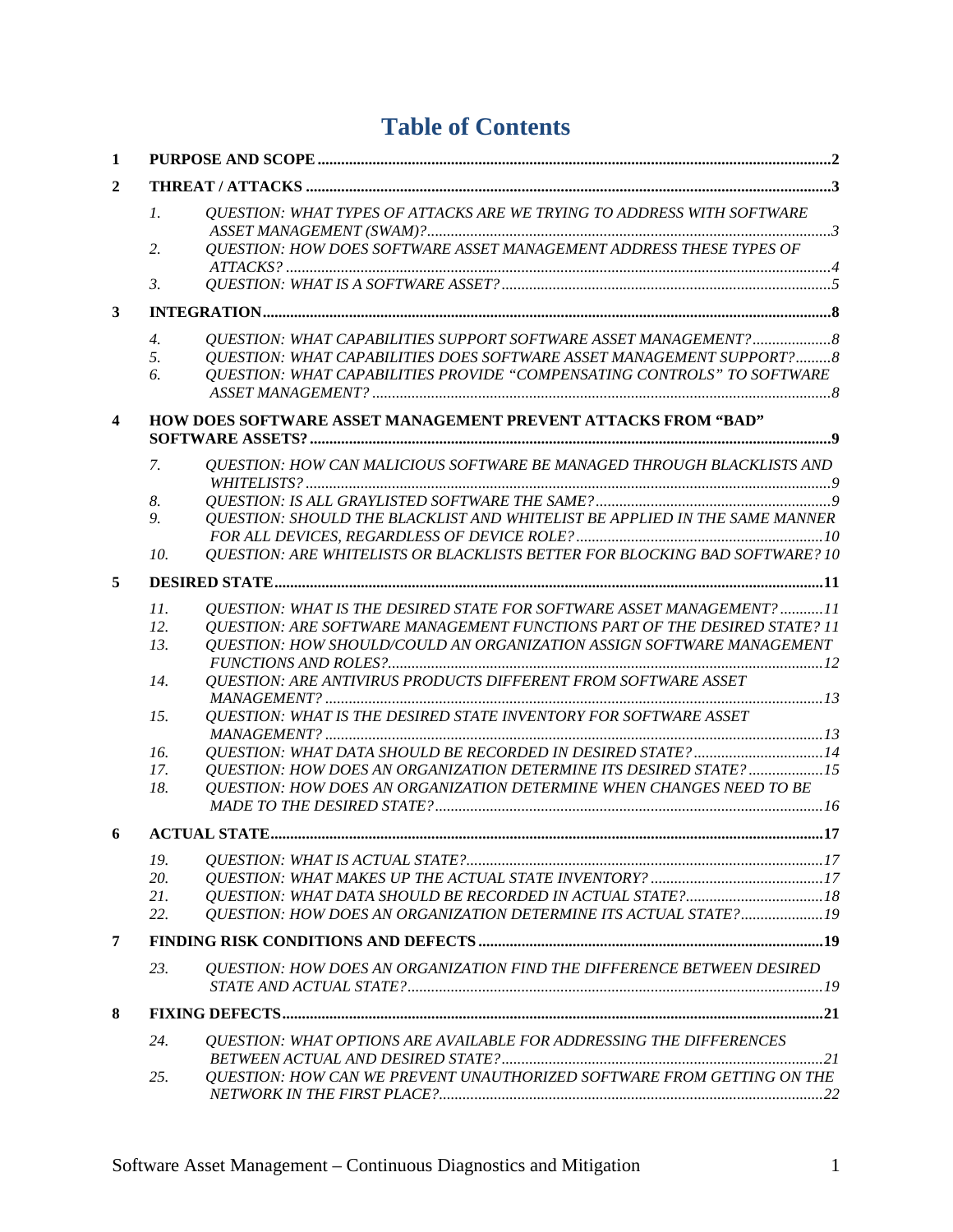# Table of Contents

1 PURPOSE AND SCOPE .....2

2 THREAT / ATTACKS .....3

- *1. QUESTION: WHAT TYPES OF ATTACKS ARE WE TRYING TO ADDRESS WITH SOFTWARE ASSET MANAGEMENT (SWAM)? .....3*
- *2. QUESTION: HOW DOES SOFTWARE ASSET MANAGEMENT ADDRESS THESE TYPES OF ATTACKS? .....4*
- *3. QUESTION: WHAT IS A SOFTWARE ASSET? .....5*

3 INTEGRATION .....8

- *4. QUESTION: WHAT CAPABILITIES SUPPORT SOFTWARE ASSET MANAGEMENT? .....8*
- *5. QUESTION: WHAT CAPABILITIES DOES SOFTWARE ASSET MANAGEMENT SUPPORT? .....8*
- *6. QUESTION: WHAT CAPABILITIES PROVIDE "COMPENSATING CONTROLS" TO SOFTWARE ASSET MANAGEMENT? .....8*

4 HOW DOES SOFTWARE ASSET MANAGEMENT PREVENT ATTACKS FROM "BAD" SOFTWARE ASSETS? .....9

- *7. QUESTION: HOW CAN MALICIOUS SOFTWARE BE MANAGED THROUGH BLACKLISTS AND WHITELISTS? .....9*
- *8. QUESTION: IS ALL GRAYLISTED SOFTWARE THE SAME? .....9*
- *9. QUESTION: SHOULD THE BLACKLIST AND WHITELIST BE APPLIED IN THE SAME MANNER FOR ALL DEVICES, REGARDLESS OF DEVICE ROLE? .....10*
- *10. QUESTION: ARE WHITELISTS OR BLACKLISTS BETTER FOR BLOCKING BAD SOFTWARE? .....10*

5 DESIRED STATE .....11

- *11. QUESTION: WHAT IS THE DESIRED STATE FOR SOFTWARE ASSET MANAGEMENT? .....11*
- *12. QUESTION: ARE SOFTWARE MANAGEMENT FUNCTIONS PART OF THE DESIRED STATE? .....11*
- *13. QUESTION: HOW SHOULD/COULD AN ORGANIZATION ASSIGN SOFTWARE MANAGEMENT FUNCTIONS AND ROLES? .....12*
- *14. QUESTION: ARE ANTIVIRUS PRODUCTS DIFFERENT FROM SOFTWARE ASSET MANAGEMENT? .....13*
- *15. QUESTION: WHAT IS THE DESIRED STATE INVENTORY FOR SOFTWARE ASSET MANAGEMENT? .....13*
- *16. QUESTION: WHAT DATA SHOULD BE RECORDED IN DESIRED STATE? .....14*
- *17. QUESTION: HOW DOES AN ORGANIZATION DETERMINE ITS DESIRED STATE? .....15*
- *18. QUESTION: HOW DOES AN ORGANIZATION DETERMINE WHEN CHANGES NEED TO BE MADE TO THE DESIRED STATE? .....16*

6 ACTUAL STATE .....17

- *19. QUESTION: WHAT IS ACTUAL STATE? .....17*
- *20. QUESTION: WHAT MAKES UP THE ACTUAL STATE INVENTORY? .....17*
- *21. QUESTION: WHAT DATA SHOULD BE RECORDED IN ACTUAL STATE? .....18*
- *22. QUESTION: HOW DOES AN ORGANIZATION DETERMINE ITS ACTUAL STATE? .....19*

7 FINDING RISK CONDITIONS AND DEFECTS .....19

- *23. QUESTION: HOW DOES AN ORGANIZATION FIND THE DIFFERENCE BETWEEN DESIRED STATE AND ACTUAL STATE? .....19*

8 FIXING DEFECTS .....21

- *24. QUESTION: WHAT OPTIONS ARE AVAILABLE FOR ADDRESSING THE DIFFERENCES BETWEEN ACTUAL AND DESIRED STATE? .....21*
- *25. QUESTION: HOW CAN WE PREVENT UNAUTHORIZED SOFTWARE FROM GETTING ON THE NETWORK IN THE FIRST PLACE? .....22*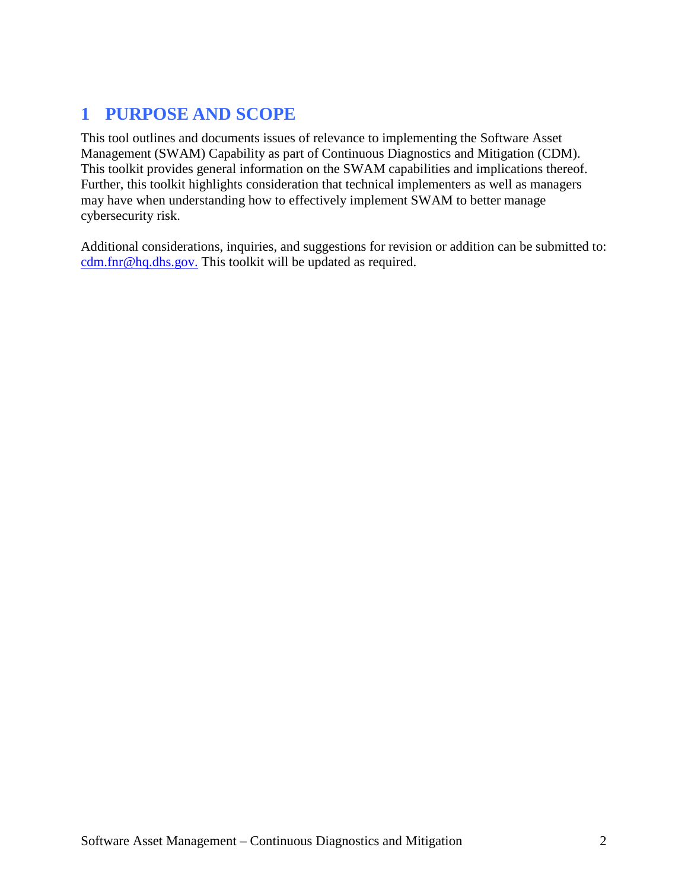# 1 PURPOSE AND SCOPE

This tool outlines and documents issues of relevance to implementing the Software Asset Management (SWAM) Capability as part of Continuous Diagnostics and Mitigation (CDM). This toolkit provides general information on the SWAM capabilities and implications thereof. Further, this toolkit highlights consideration that technical implementers as well as managers may have when understanding how to effectively implement SWAM to better manage cybersecurity risk.

Additional considerations, inquiries, and suggestions for revision or addition can be submitted to: [cdm.fnr@hq.dhs.gov.](mailto:cdm.fnr@hq.dhs.gov) This toolkit will be updated as required.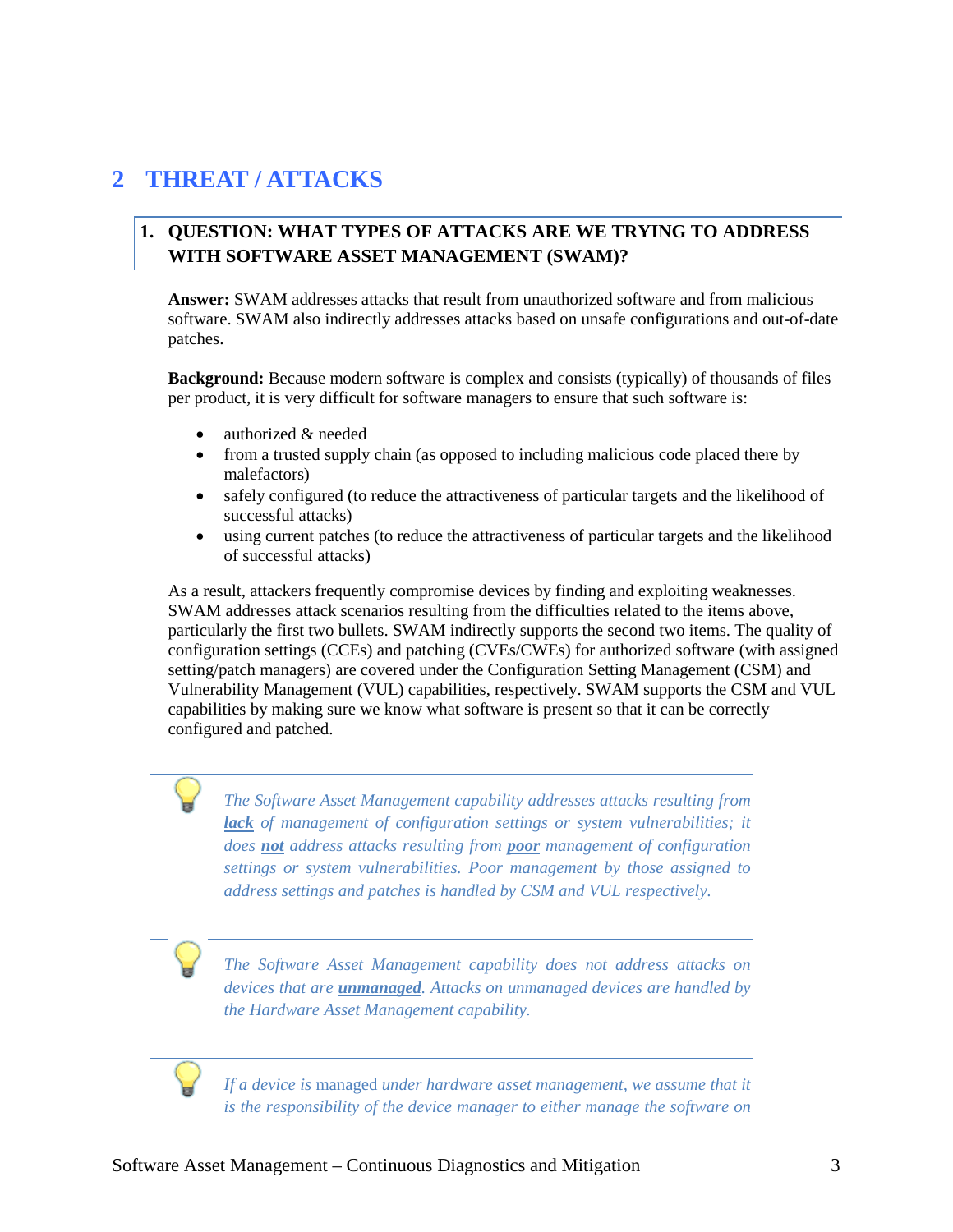# 2 THREAT / ATTACKS

## 1. QUESTION: WHAT TYPES OF ATTACKS ARE WE TRYING TO ADDRESS WITH SOFTWARE ASSET MANAGEMENT (SWAM)?

**Answer:** SWAM addresses attacks that result from unauthorized software and from malicious software. SWAM also indirectly addresses attacks based on unsafe configurations and out-of-date patches.

**Background:** Because modern software is complex and consists (typically) of thousands of files per product, it is very difficult for software managers to ensure that such software is:

- authorized & needed
- from a trusted supply chain (as opposed to including malicious code placed there by malefactors)
- safely configured (to reduce the attractiveness of particular targets and the likelihood of successful attacks)
- using current patches (to reduce the attractiveness of particular targets and the likelihood of successful attacks)

As a result, attackers frequently compromise devices by finding and exploiting weaknesses. SWAM addresses attack scenarios resulting from the difficulties related to the items above, particularly the first two bullets. SWAM indirectly supports the second two items. The quality of configuration settings (CCEs) and patching (CVEs/CWEs) for authorized software (with assigned setting/patch managers) are covered under the Configuration Setting Management (CSM) and Vulnerability Management (VUL) capabilities, respectively. SWAM supports the CSM and VUL capabilities by making sure we know what software is present so that it can be correctly configured and patched.

> *The Software Asset Management capability addresses attacks resulting from **lack** of management of configuration settings or system vulnerabilities; it does **not** address attacks resulting from **poor** management of configuration settings or system vulnerabilities. Poor management by those assigned to address settings and patches is handled by CSM and VUL respectively.*

> *The Software Asset Management capability does not address attacks on devices that are **unmanaged**. Attacks on unmanaged devices are handled by the Hardware Asset Management capability.*

> *If a device is* managed *under hardware asset management, we assume that it is the responsibility of the device manager to either manage the software on*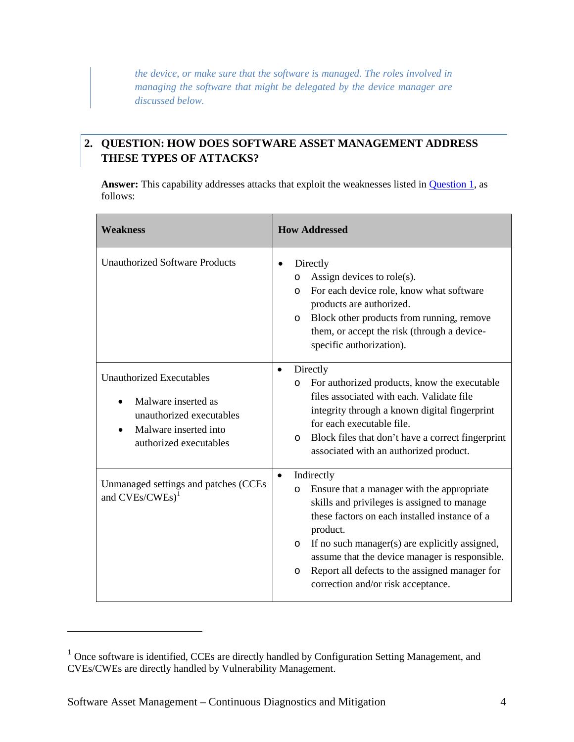*the device, or make sure that the software is managed. The roles involved in managing the software that might be delegated by the device manager are discussed below.*

## 2. QUESTION: HOW DOES SOFTWARE ASSET MANAGEMENT ADDRESS THESE TYPES OF ATTACKS?

**Answer:** This capability addresses attacks that exploit the weaknesses listed in Question 1, as follows:

| Weakness | How Addressed |
|---|---|
| Unauthorized Software Products | • Directly<br>  o Assign devices to role(s).<br>  o For each device role, know what software products are authorized.<br>  o Block other products from running, remove them, or accept the risk (through a device-specific authorization). |
| Unauthorized Executables<br>• Malware inserted as unauthorized executables<br>• Malware inserted into authorized executables | • Directly<br>  o For authorized products, know the executable files associated with each. Validate file integrity through a known digital fingerprint for each executable file.<br>  o Block files that don't have a correct fingerprint associated with an authorized product. |
| Unmanaged settings and patches (CCEs and CVEs/CWEs)[1] | • Indirectly<br>  o Ensure that a manager with the appropriate skills and privileges is assigned to manage these factors on each installed instance of a product.<br>  o If no such manager(s) are explicitly assigned, assume that the device manager is responsible.<br>  o Report all defects to the assigned manager for correction and/or risk acceptance. |

[1] Once software is identified, CCEs are directly handled by Configuration Setting Management, and CVEs/CWEs are directly handled by Vulnerability Management.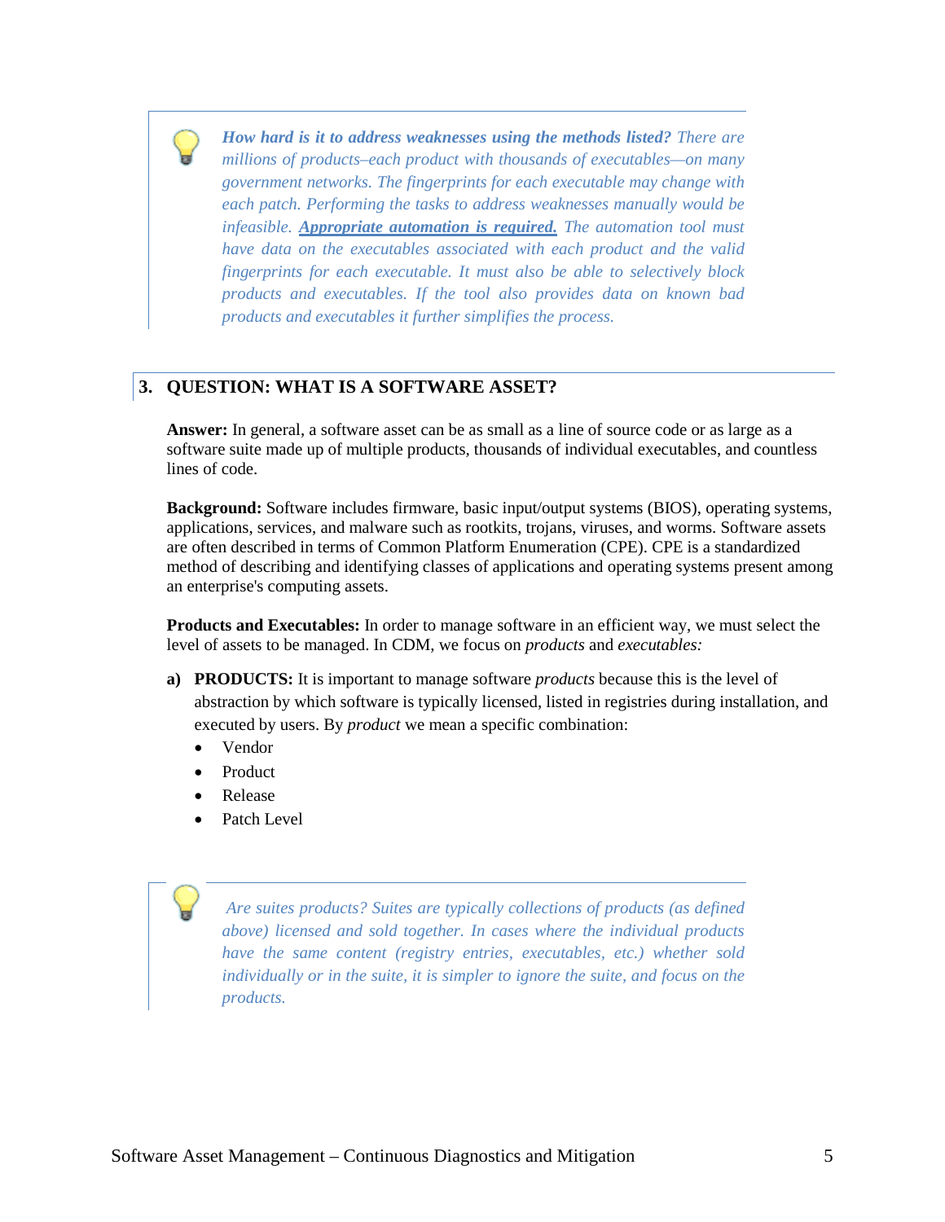> ***How hard is it to address weaknesses using the methods listed?*** *There are millions of products–each product with thousands of executables—on many government networks. The fingerprints for each executable may change with each patch. Performing the tasks to address weaknesses manually would be infeasible.* ***Appropriate automation is required.*** *The automation tool must have data on the executables associated with each product and the valid fingerprints for each executable. It must also be able to selectively block products and executables. If the tool also provides data on known bad products and executables it further simplifies the process.*

## 3. QUESTION: WHAT IS A SOFTWARE ASSET?

**Answer:** In general, a software asset can be as small as a line of source code or as large as a software suite made up of multiple products, thousands of individual executables, and countless lines of code.

**Background:** Software includes firmware, basic input/output systems (BIOS), operating systems, applications, services, and malware such as rootkits, trojans, viruses, and worms. Software assets are often described in terms of Common Platform Enumeration (CPE). CPE is a standardized method of describing and identifying classes of applications and operating systems present among an enterprise's computing assets.

**Products and Executables:** In order to manage software in an efficient way, we must select the level of assets to be managed. In CDM, we focus on *products* and *executables:*

**a) PRODUCTS:** It is important to manage software *products* because this is the level of abstraction by which software is typically licensed, listed in registries during installation, and executed by users. By *product* we mean a specific combination:

- Vendor
- Product
- Release
- Patch Level

> *Are suites products? Suites are typically collections of products (as defined above) licensed and sold together. In cases where the individual products have the same content (registry entries, executables, etc.) whether sold individually or in the suite, it is simpler to ignore the suite, and focus on the products.*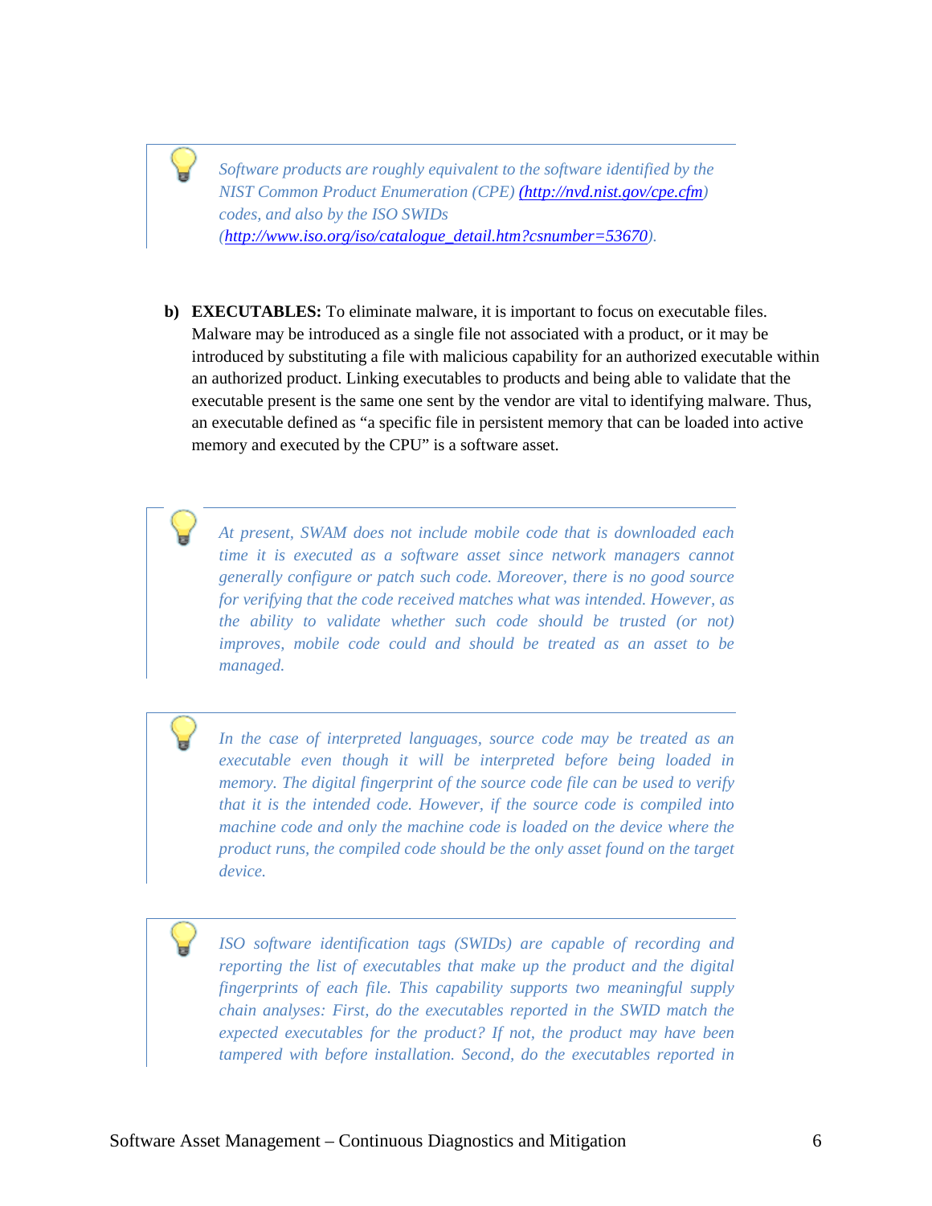> *Software products are roughly equivalent to the software identified by the NIST Common Product Enumeration (CPE) ([http://nvd.nist.gov/cpe.cfm](http://nvd.nist.gov/cpe.cfm)) codes, and also by the ISO SWIDs ([http://www.iso.org/iso/catalogue_detail.htm?csnumber=53670](http://www.iso.org/iso/catalogue_detail.htm?csnumber=53670)).*

**b) EXECUTABLES:** To eliminate malware, it is important to focus on executable files. Malware may be introduced as a single file not associated with a product, or it may be introduced by substituting a file with malicious capability for an authorized executable within an authorized product. Linking executables to products and being able to validate that the executable present is the same one sent by the vendor are vital to identifying malware. Thus, an executable defined as "a specific file in persistent memory that can be loaded into active memory and executed by the CPU" is a software asset.

> *At present, SWAM does not include mobile code that is downloaded each time it is executed as a software asset since network managers cannot generally configure or patch such code. Moreover, there is no good source for verifying that the code received matches what was intended. However, as the ability to validate whether such code should be trusted (or not) improves, mobile code could and should be treated as an asset to be managed.*

> *In the case of interpreted languages, source code may be treated as an executable even though it will be interpreted before being loaded in memory. The digital fingerprint of the source code file can be used to verify that it is the intended code. However, if the source code is compiled into machine code and only the machine code is loaded on the device where the product runs, the compiled code should be the only asset found on the target device.*

> *ISO software identification tags (SWIDs) are capable of recording and reporting the list of executables that make up the product and the digital fingerprints of each file. This capability supports two meaningful supply chain analyses: First, do the executables reported in the SWID match the expected executables for the product? If not, the product may have been tampered with before installation. Second, do the executables reported in*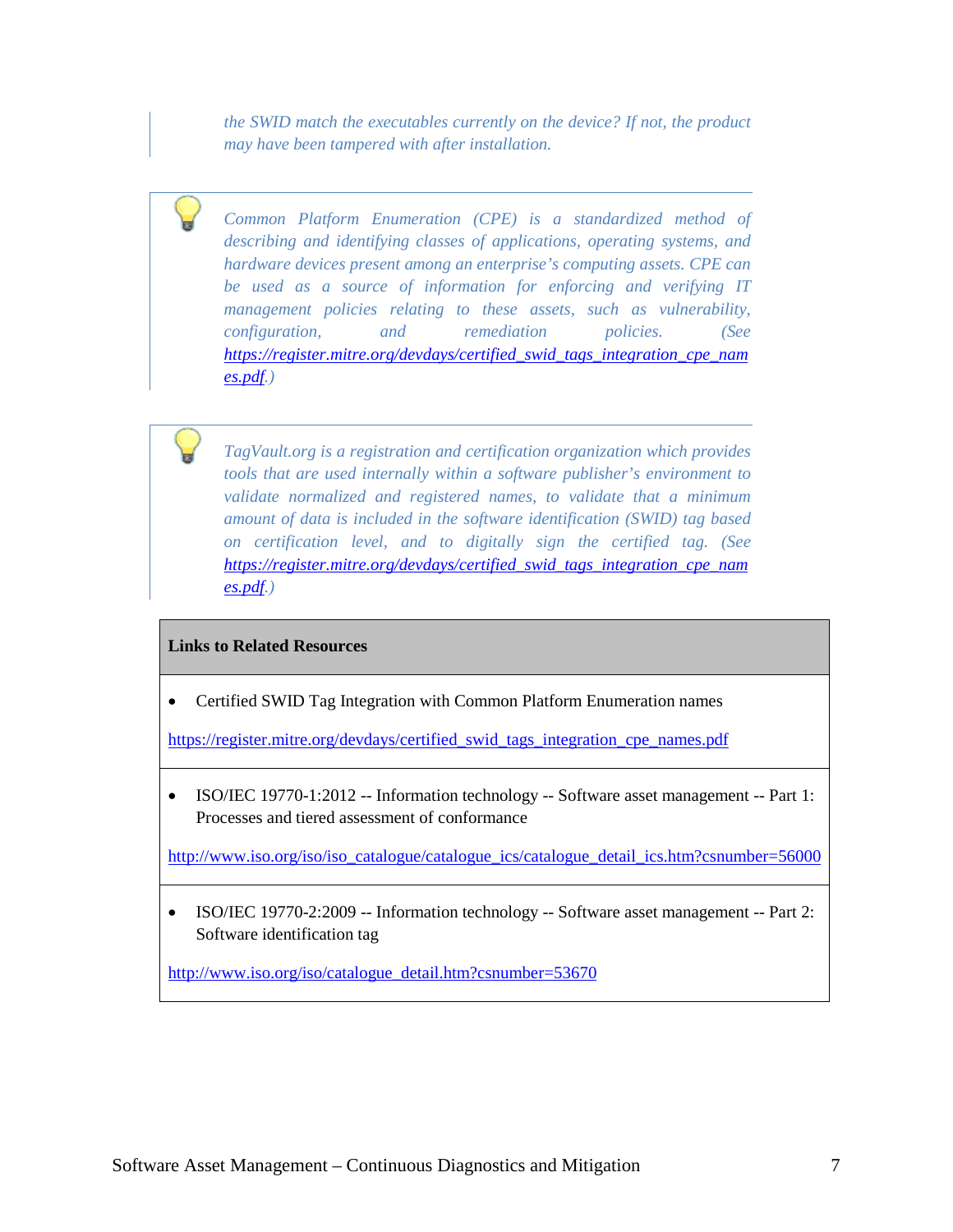*the SWID match the executables currently on the device? If not, the product may have been tampered with after installation.*

*Common Platform Enumeration (CPE) is a standardized method of describing and identifying classes of applications, operating systems, and hardware devices present among an enterprise's computing assets. CPE can be used as a source of information for enforcing and verifying IT management policies relating to these assets, such as vulnerability, configuration, and remediation policies. (See [https://register.mitre.org/devdays/certified_swid_tags_integration_cpe_names.pdf](https://register.mitre.org/devdays/certified_swid_tags_integration_cpe_names.pdf).)*

*TagVault.org is a registration and certification organization which provides tools that are used internally within a software publisher's environment to validate normalized and registered names, to validate that a minimum amount of data is included in the software identification (SWID) tag based on certification level, and to digitally sign the certified tag. (See [https://register.mitre.org/devdays/certified_swid_tags_integration_cpe_names.pdf](https://register.mitre.org/devdays/certified_swid_tags_integration_cpe_names.pdf).)*

| **Links to Related Resources** |
|---|
| • Certified SWID Tag Integration with Common Platform Enumeration names<br><br>https://register.mitre.org/devdays/certified_swid_tags_integration_cpe_names.pdf |
| • ISO/IEC 19770-1:2012 -- Information technology -- Software asset management -- Part 1: Processes and tiered assessment of conformance<br><br>http://www.iso.org/iso/iso_catalogue/catalogue_ics/catalogue_detail_ics.htm?csnumber=56000 |
| • ISO/IEC 19770-2:2009 -- Information technology -- Software asset management -- Part 2: Software identification tag<br><br>http://www.iso.org/iso/catalogue_detail.htm?csnumber=53670 |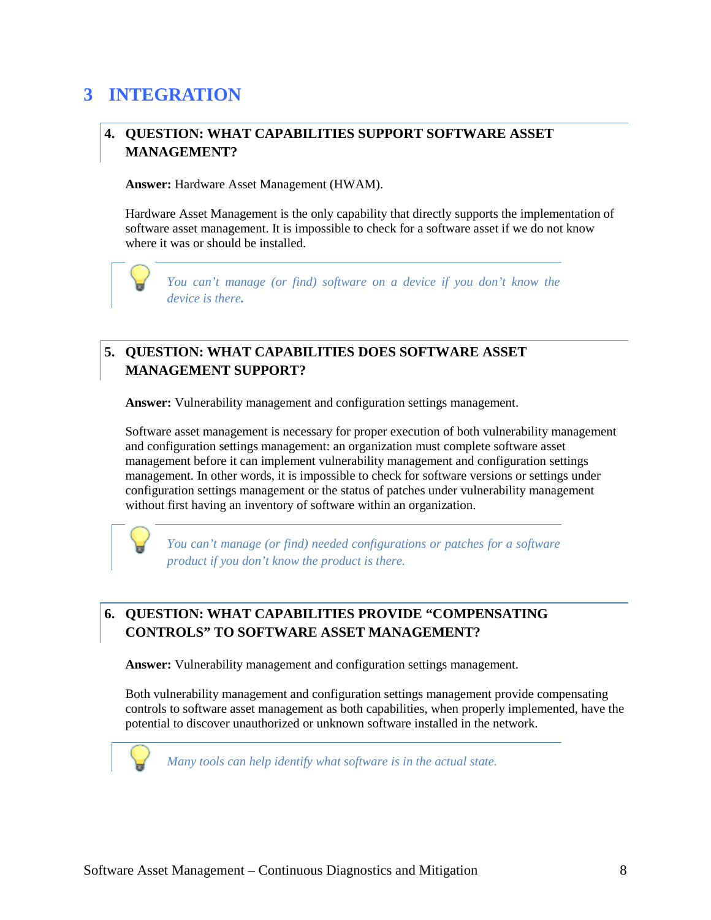# 3 INTEGRATION

### 4. QUESTION: WHAT CAPABILITIES SUPPORT SOFTWARE ASSET MANAGEMENT?

**Answer:** Hardware Asset Management (HWAM).

Hardware Asset Management is the only capability that directly supports the implementation of software asset management. It is impossible to check for a software asset if we do not know where it was or should be installed.

> *You can't manage (or find) software on a device if you don't know the device is there.*

### 5. QUESTION: WHAT CAPABILITIES DOES SOFTWARE ASSET MANAGEMENT SUPPORT?

**Answer:** Vulnerability management and configuration settings management.

Software asset management is necessary for proper execution of both vulnerability management and configuration settings management: an organization must complete software asset management before it can implement vulnerability management and configuration settings management. In other words, it is impossible to check for software versions or settings under configuration settings management or the status of patches under vulnerability management without first having an inventory of software within an organization.

> *You can't manage (or find) needed configurations or patches for a software product if you don't know the product is there.*

### 6. QUESTION: WHAT CAPABILITIES PROVIDE "COMPENSATING CONTROLS" TO SOFTWARE ASSET MANAGEMENT?

**Answer:** Vulnerability management and configuration settings management.

Both vulnerability management and configuration settings management provide compensating controls to software asset management as both capabilities, when properly implemented, have the potential to discover unauthorized or unknown software installed in the network.

> *Many tools can help identify what software is in the actual state.*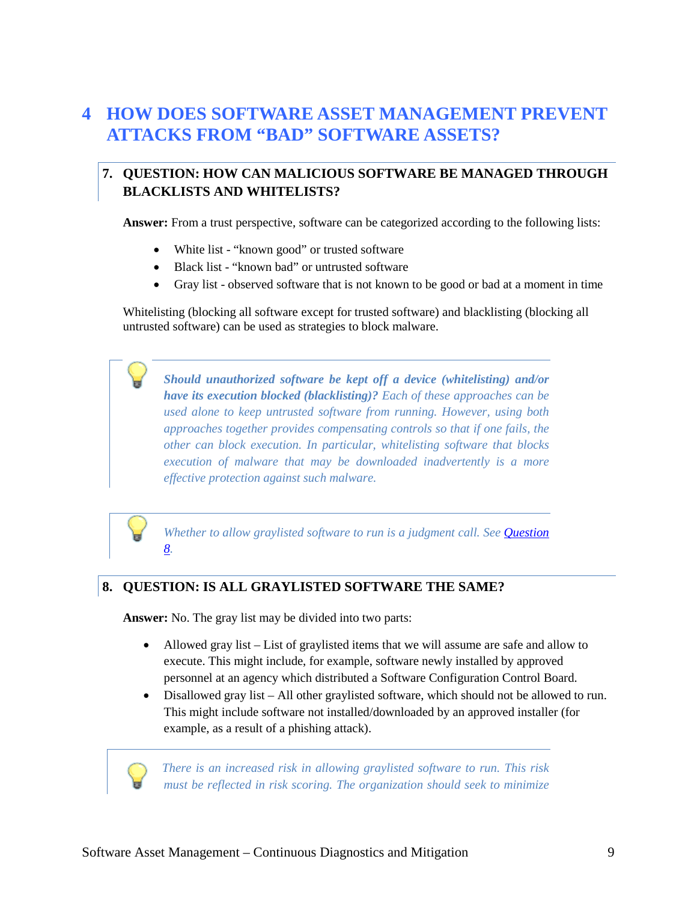# 4 HOW DOES SOFTWARE ASSET MANAGEMENT PREVENT ATTACKS FROM "BAD" SOFTWARE ASSETS?

## 7. QUESTION: HOW CAN MALICIOUS SOFTWARE BE MANAGED THROUGH BLACKLISTS AND WHITELISTS?

**Answer:** From a trust perspective, software can be categorized according to the following lists:

- White list - "known good" or trusted software
- Black list - "known bad" or untrusted software
- Gray list - observed software that is not known to be good or bad at a moment in time

Whitelisting (blocking all software except for trusted software) and blacklisting (blocking all untrusted software) can be used as strategies to block malware.

> ***Should unauthorized software be kept off a device (whitelisting) and/or have its execution blocked (blacklisting)?*** *Each of these approaches can be used alone to keep untrusted software from running. However, using both approaches together provides compensating controls so that if one fails, the other can block execution. In particular, whitelisting software that blocks execution of malware that may be downloaded inadvertently is a more effective protection against such malware.*

> *Whether to allow graylisted software to run is a judgment call. See Question 8.*

## 8. QUESTION: IS ALL GRAYLISTED SOFTWARE THE SAME?

**Answer:** No. The gray list may be divided into two parts:

- Allowed gray list – List of graylisted items that we will assume are safe and allow to execute. This might include, for example, software newly installed by approved personnel at an agency which distributed a Software Configuration Control Board.
- Disallowed gray list – All other graylisted software, which should not be allowed to run. This might include software not installed/downloaded by an approved installer (for example, as a result of a phishing attack).

> *There is an increased risk in allowing graylisted software to run. This risk must be reflected in risk scoring. The organization should seek to minimize*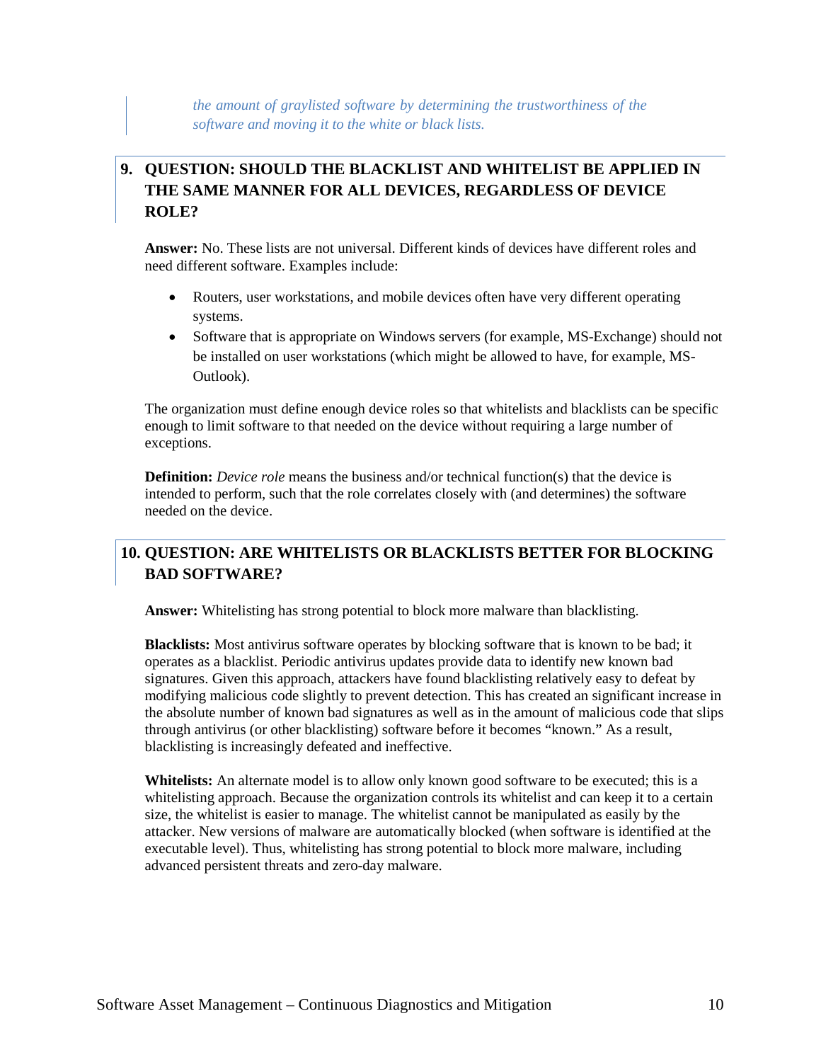*the amount of graylisted software by determining the trustworthiness of the software and moving it to the white or black lists.*

## 9. QUESTION: SHOULD THE BLACKLIST AND WHITELIST BE APPLIED IN THE SAME MANNER FOR ALL DEVICES, REGARDLESS OF DEVICE ROLE?

**Answer:** No. These lists are not universal. Different kinds of devices have different roles and need different software. Examples include:

- Routers, user workstations, and mobile devices often have very different operating systems.
- Software that is appropriate on Windows servers (for example, MS-Exchange) should not be installed on user workstations (which might be allowed to have, for example, MS-Outlook).

The organization must define enough device roles so that whitelists and blacklists can be specific enough to limit software to that needed on the device without requiring a large number of exceptions.

**Definition:** *Device role* means the business and/or technical function(s) that the device is intended to perform, such that the role correlates closely with (and determines) the software needed on the device.

## 10. QUESTION: ARE WHITELISTS OR BLACKLISTS BETTER FOR BLOCKING BAD SOFTWARE?

**Answer:** Whitelisting has strong potential to block more malware than blacklisting.

**Blacklists:** Most antivirus software operates by blocking software that is known to be bad; it operates as a blacklist. Periodic antivirus updates provide data to identify new known bad signatures. Given this approach, attackers have found blacklisting relatively easy to defeat by modifying malicious code slightly to prevent detection. This has created an significant increase in the absolute number of known bad signatures as well as in the amount of malicious code that slips through antivirus (or other blacklisting) software before it becomes "known." As a result, blacklisting is increasingly defeated and ineffective.

**Whitelists:** An alternate model is to allow only known good software to be executed; this is a whitelisting approach. Because the organization controls its whitelist and can keep it to a certain size, the whitelist is easier to manage. The whitelist cannot be manipulated as easily by the attacker. New versions of malware are automatically blocked (when software is identified at the executable level). Thus, whitelisting has strong potential to block more malware, including advanced persistent threats and zero-day malware.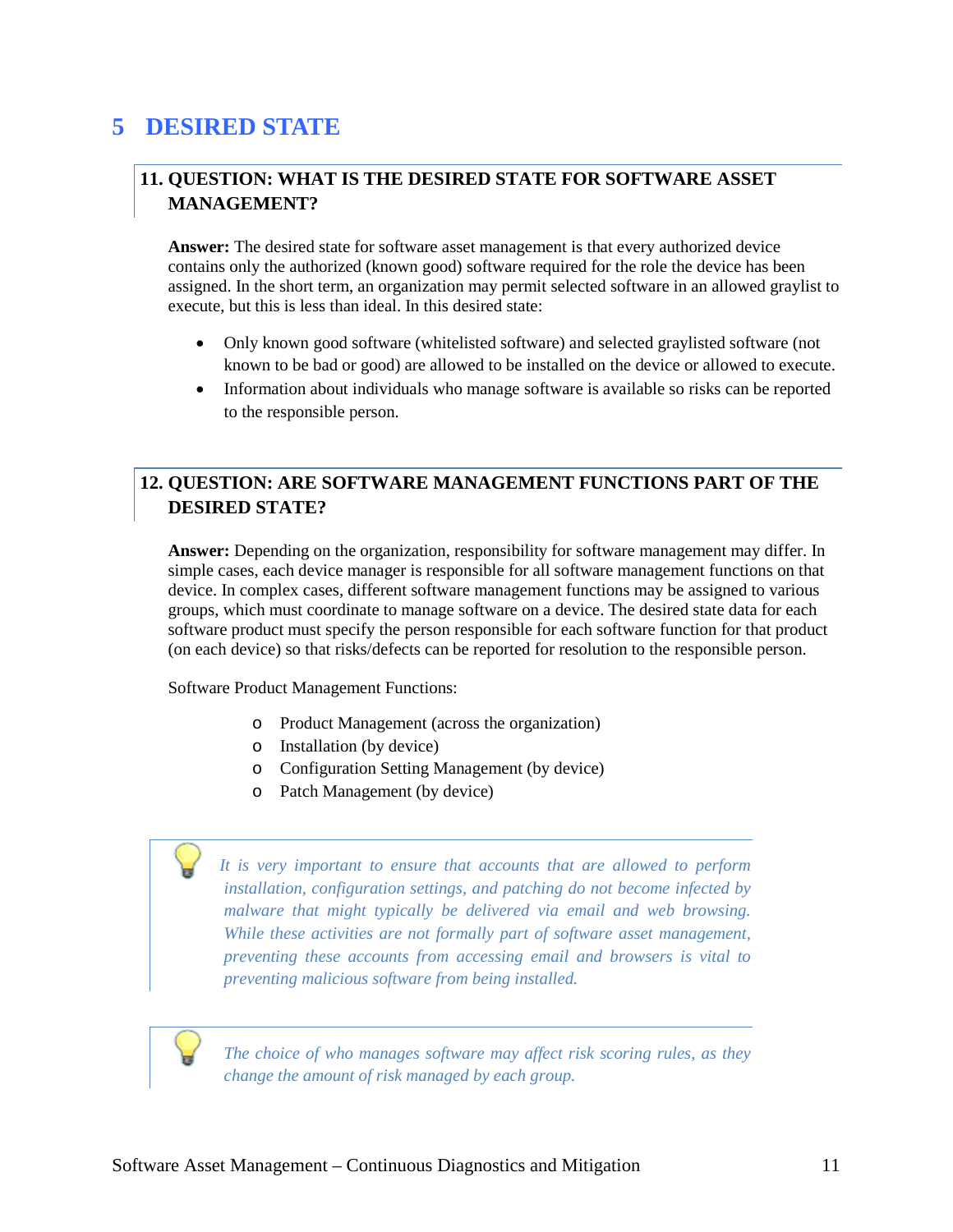# 5 DESIRED STATE

## 11. QUESTION: WHAT IS THE DESIRED STATE FOR SOFTWARE ASSET MANAGEMENT?

**Answer:** The desired state for software asset management is that every authorized device contains only the authorized (known good) software required for the role the device has been assigned. In the short term, an organization may permit selected software in an allowed graylist to execute, but this is less than ideal. In this desired state:

- Only known good software (whitelisted software) and selected graylisted software (not known to be bad or good) are allowed to be installed on the device or allowed to execute.
- Information about individuals who manage software is available so risks can be reported to the responsible person.

## 12. QUESTION: ARE SOFTWARE MANAGEMENT FUNCTIONS PART OF THE DESIRED STATE?

**Answer:** Depending on the organization, responsibility for software management may differ. In simple cases, each device manager is responsible for all software management functions on that device. In complex cases, different software management functions may be assigned to various groups, which must coordinate to manage software on a device. The desired state data for each software product must specify the person responsible for each software function for that product (on each device) so that risks/defects can be reported for resolution to the responsible person.

Software Product Management Functions:

- Product Management (across the organization)
- Installation (by device)
- Configuration Setting Management (by device)
- Patch Management (by device)

*It is very important to ensure that accounts that are allowed to perform installation, configuration settings, and patching do not become infected by malware that might typically be delivered via email and web browsing. While these activities are not formally part of software asset management, preventing these accounts from accessing email and browsers is vital to preventing malicious software from being installed.*

*The choice of who manages software may affect risk scoring rules, as they change the amount of risk managed by each group.*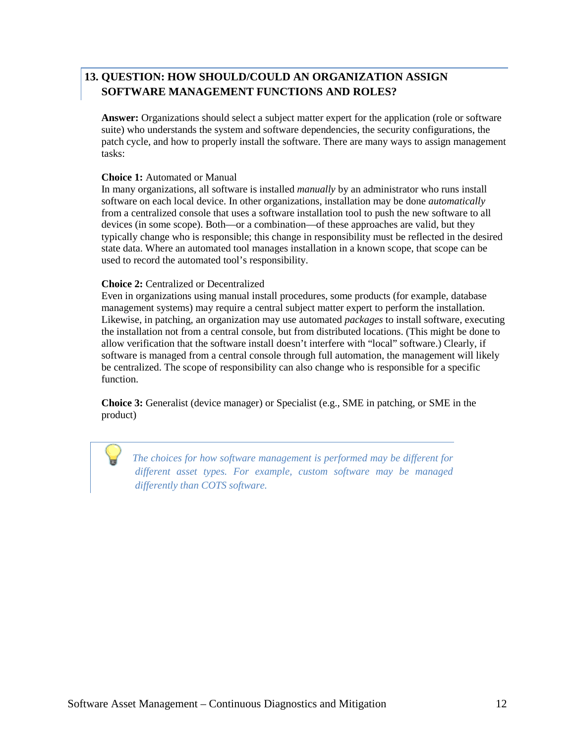## 13. QUESTION: HOW SHOULD/COULD AN ORGANIZATION ASSIGN SOFTWARE MANAGEMENT FUNCTIONS AND ROLES?

**Answer:** Organizations should select a subject matter expert for the application (role or software suite) who understands the system and software dependencies, the security configurations, the patch cycle, and how to properly install the software. There are many ways to assign management tasks:

**Choice 1:** Automated or Manual
In many organizations, all software is installed *manually* by an administrator who runs install software on each local device. In other organizations, installation may be done *automatically* from a centralized console that uses a software installation tool to push the new software to all devices (in some scope). Both—or a combination—of these approaches are valid, but they typically change who is responsible; this change in responsibility must be reflected in the desired state data. Where an automated tool manages installation in a known scope, that scope can be used to record the automated tool's responsibility.

**Choice 2:** Centralized or Decentralized
Even in organizations using manual install procedures, some products (for example, database management systems) may require a central subject matter expert to perform the installation. Likewise, in patching, an organization may use automated *packages* to install software, executing the installation not from a central console, but from distributed locations. (This might be done to allow verification that the software install doesn't interfere with "local" software.) Clearly, if software is managed from a central console through full automation, the management will likely be centralized. The scope of responsibility can also change who is responsible for a specific function.

**Choice 3:** Generalist (device manager) or Specialist (e.g., SME in patching, or SME in the product)

> *The choices for how software management is performed may be different for different asset types. For example, custom software may be managed differently than COTS software.*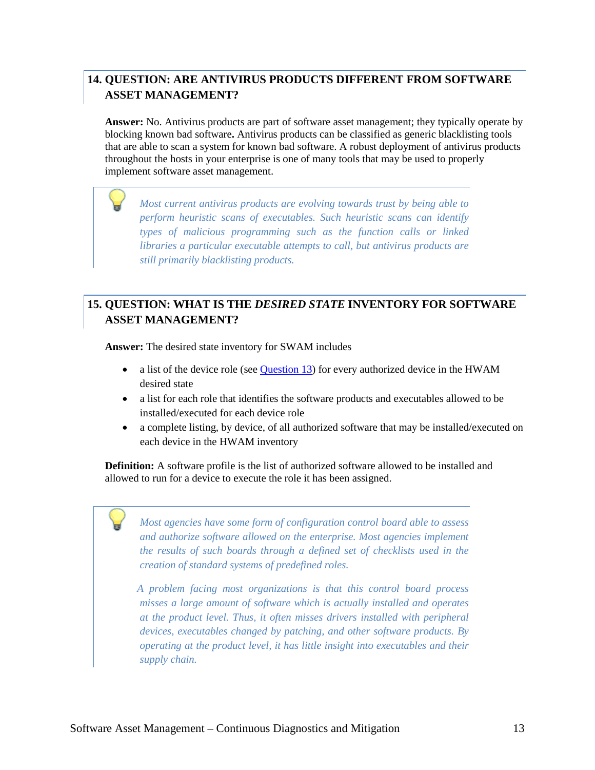## 14. QUESTION: ARE ANTIVIRUS PRODUCTS DIFFERENT FROM SOFTWARE ASSET MANAGEMENT?

**Answer:** No. Antivirus products are part of software asset management; they typically operate by blocking known bad software**.** Antivirus products can be classified as generic blacklisting tools that are able to scan a system for known bad software. A robust deployment of antivirus products throughout the hosts in your enterprise is one of many tools that may be used to properly implement software asset management.

> *Most current antivirus products are evolving towards trust by being able to perform heuristic scans of executables. Such heuristic scans can identify types of malicious programming such as the function calls or linked libraries a particular executable attempts to call, but antivirus products are still primarily blacklisting products.*

## 15. QUESTION: WHAT IS THE *DESIRED STATE* INVENTORY FOR SOFTWARE ASSET MANAGEMENT?

**Answer:** The desired state inventory for SWAM includes

- a list of the device role (see Question 13) for every authorized device in the HWAM desired state
- a list for each role that identifies the software products and executables allowed to be installed/executed for each device role
- a complete listing, by device, of all authorized software that may be installed/executed on each device in the HWAM inventory

**Definition:** A software profile is the list of authorized software allowed to be installed and allowed to run for a device to execute the role it has been assigned.

> *Most agencies have some form of configuration control board able to assess and authorize software allowed on the enterprise. Most agencies implement the results of such boards through a defined set of checklists used in the creation of standard systems of predefined roles.*
>
> *A problem facing most organizations is that this control board process misses a large amount of software which is actually installed and operates at the product level. Thus, it often misses drivers installed with peripheral devices, executables changed by patching, and other software products. By operating at the product level, it has little insight into executables and their supply chain.*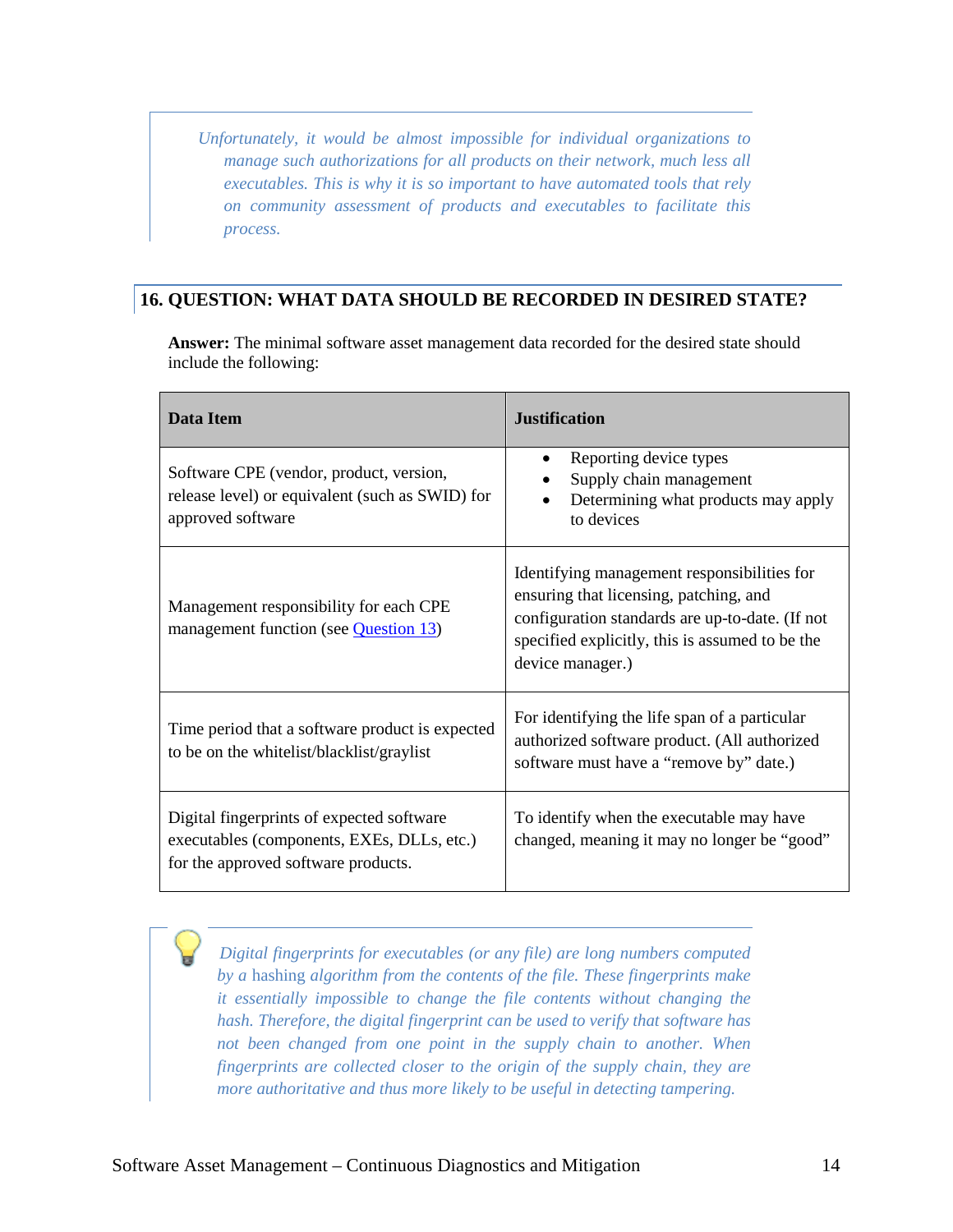*Unfortunately, it would be almost impossible for individual organizations to manage such authorizations for all products on their network, much less all executables. This is why it is so important to have automated tools that rely on community assessment of products and executables to facilitate this process.*

## 16. QUESTION: WHAT DATA SHOULD BE RECORDED IN DESIRED STATE?

**Answer:** The minimal software asset management data recorded for the desired state should include the following:

| Data Item | Justification |
|---|---|
| Software CPE (vendor, product, version, release level) or equivalent (such as SWID) for approved software | • Reporting device types<br>• Supply chain management<br>• Determining what products may apply to devices |
| Management responsibility for each CPE management function (see Question 13) | Identifying management responsibilities for ensuring that licensing, patching, and configuration standards are up-to-date. (If not specified explicitly, this is assumed to be the device manager.) |
| Time period that a software product is expected to be on the whitelist/blacklist/graylist | For identifying the life span of a particular authorized software product. (All authorized software must have a "remove by" date.) |
| Digital fingerprints of expected software executables (components, EXEs, DLLs, etc.) for the approved software products. | To identify when the executable may have changed, meaning it may no longer be "good" |

*Digital fingerprints for executables (or any file) are long numbers computed by a hashing algorithm from the contents of the file. These fingerprints make it essentially impossible to change the file contents without changing the hash. Therefore, the digital fingerprint can be used to verify that software has not been changed from one point in the supply chain to another. When fingerprints are collected closer to the origin of the supply chain, they are more authoritative and thus more likely to be useful in detecting tampering.*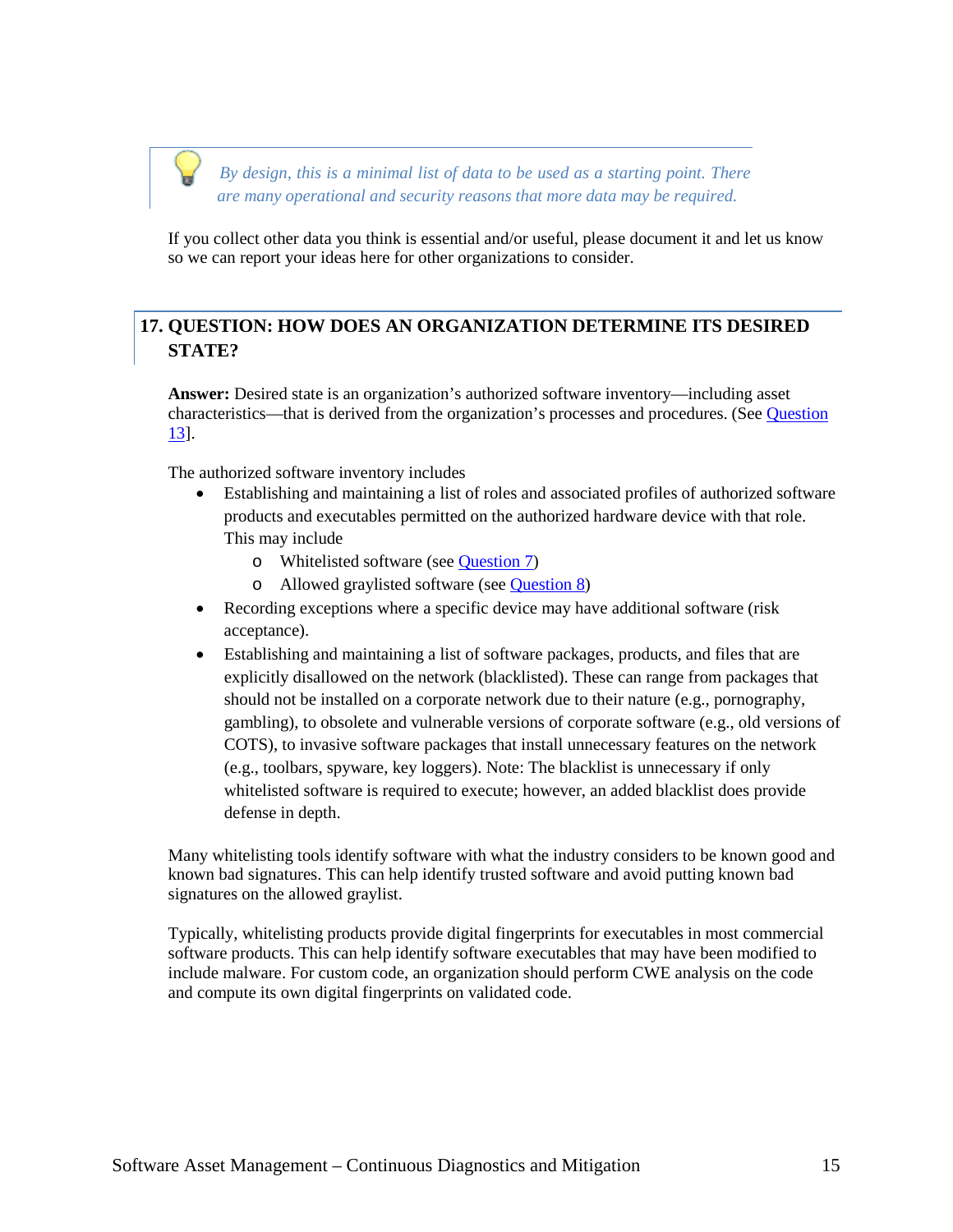*By design, this is a minimal list of data to be used as a starting point. There are many operational and security reasons that more data may be required.*

If you collect other data you think is essential and/or useful, please document it and let us know so we can report your ideas here for other organizations to consider.

## 17. QUESTION: HOW DOES AN ORGANIZATION DETERMINE ITS DESIRED STATE?

**Answer:** Desired state is an organization's authorized software inventory—including asset characteristics—that is derived from the organization's processes and procedures. (See Question 13].

The authorized software inventory includes

- Establishing and maintaining a list of roles and associated profiles of authorized software products and executables permitted on the authorized hardware device with that role. This may include
  - Whitelisted software (see Question 7)
  - Allowed graylisted software (see Question 8)
- Recording exceptions where a specific device may have additional software (risk acceptance).
- Establishing and maintaining a list of software packages, products, and files that are explicitly disallowed on the network (blacklisted). These can range from packages that should not be installed on a corporate network due to their nature (e.g., pornography, gambling), to obsolete and vulnerable versions of corporate software (e.g., old versions of COTS), to invasive software packages that install unnecessary features on the network (e.g., toolbars, spyware, key loggers). Note: The blacklist is unnecessary if only whitelisted software is required to execute; however, an added blacklist does provide defense in depth.

Many whitelisting tools identify software with what the industry considers to be known good and known bad signatures. This can help identify trusted software and avoid putting known bad signatures on the allowed graylist.

Typically, whitelisting products provide digital fingerprints for executables in most commercial software products. This can help identify software executables that may have been modified to include malware. For custom code, an organization should perform CWE analysis on the code and compute its own digital fingerprints on validated code.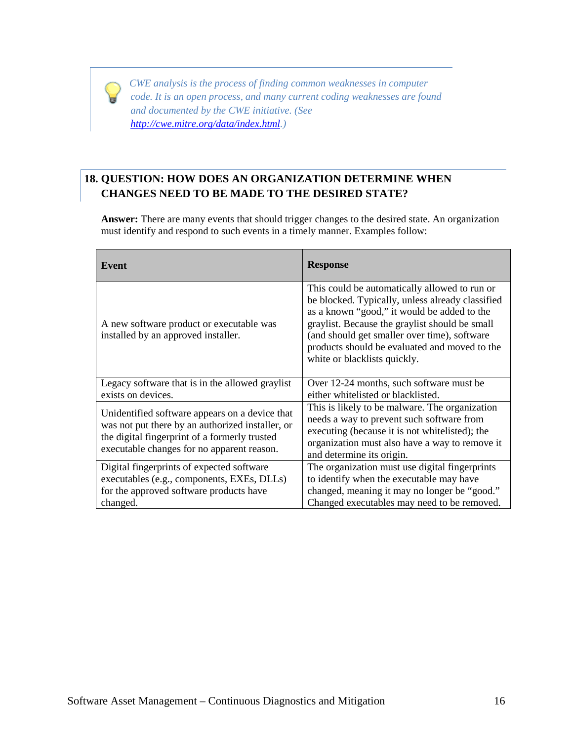> *CWE analysis is the process of finding common weaknesses in computer code. It is an open process, and many current coding weaknesses are found and documented by the CWE initiative. (See [http://cwe.mitre.org/data/index.html](http://cwe.mitre.org/data/index.html).)*

## 18. QUESTION: HOW DOES AN ORGANIZATION DETERMINE WHEN CHANGES NEED TO BE MADE TO THE DESIRED STATE?

**Answer:** There are many events that should trigger changes to the desired state. An organization must identify and respond to such events in a timely manner. Examples follow:

| Event | Response |
|---|---|
| A new software product or executable was installed by an approved installer. | This could be automatically allowed to run or be blocked. Typically, unless already classified as a known "good," it would be added to the graylist. Because the graylist should be small (and should get smaller over time), software products should be evaluated and moved to the white or blacklists quickly. |
| Legacy software that is in the allowed graylist exists on devices. | Over 12-24 months, such software must be either whitelisted or blacklisted. |
| Unidentified software appears on a device that was not put there by an authorized installer, or the digital fingerprint of a formerly trusted executable changes for no apparent reason. | This is likely to be malware. The organization needs a way to prevent such software from executing (because it is not whitelisted); the organization must also have a way to remove it and determine its origin. |
| Digital fingerprints of expected software executables (e.g., components, EXEs, DLLs) for the approved software products have changed. | The organization must use digital fingerprints to identify when the executable may have changed, meaning it may no longer be "good." Changed executables may need to be removed. |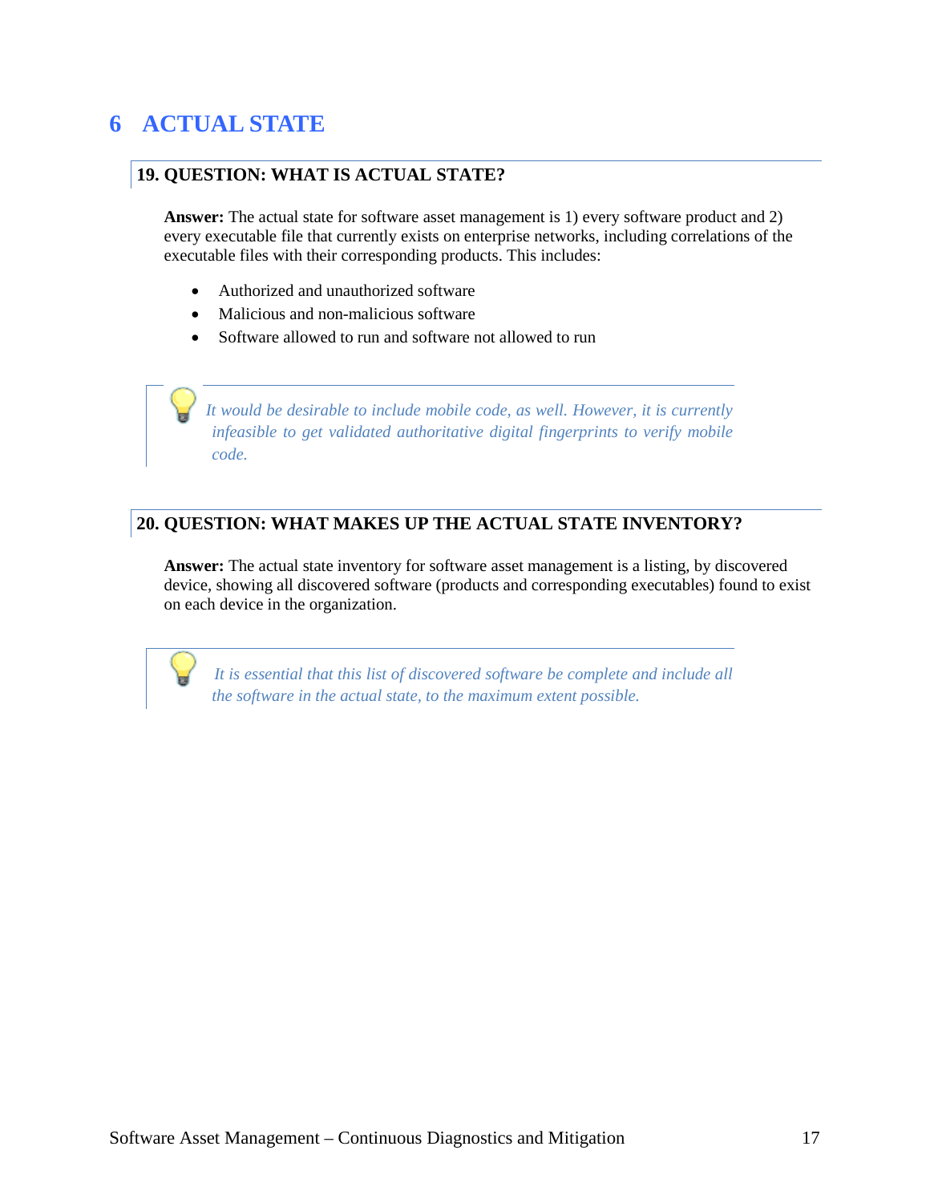# 6 ACTUAL STATE

### 19. QUESTION: WHAT IS ACTUAL STATE?

**Answer:** The actual state for software asset management is 1) every software product and 2) every executable file that currently exists on enterprise networks, including correlations of the executable files with their corresponding products. This includes:

- Authorized and unauthorized software
- Malicious and non-malicious software
- Software allowed to run and software not allowed to run

> *It would be desirable to include mobile code, as well. However, it is currently infeasible to get validated authoritative digital fingerprints to verify mobile code.*

### 20. QUESTION: WHAT MAKES UP THE ACTUAL STATE INVENTORY?

**Answer:** The actual state inventory for software asset management is a listing, by discovered device, showing all discovered software (products and corresponding executables) found to exist on each device in the organization.

> *It is essential that this list of discovered software be complete and include all the software in the actual state, to the maximum extent possible.*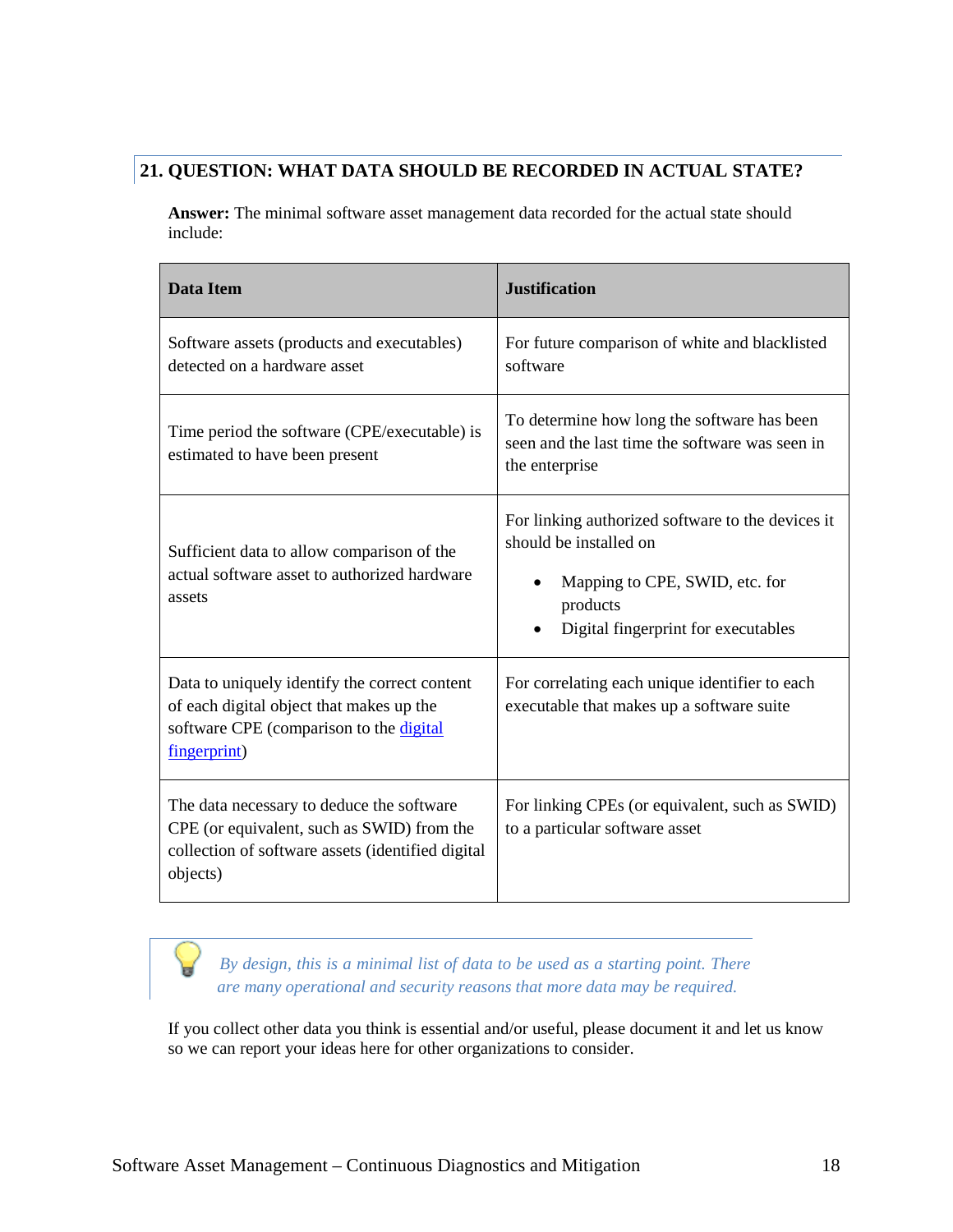## 21. QUESTION: WHAT DATA SHOULD BE RECORDED IN ACTUAL STATE?

**Answer:** The minimal software asset management data recorded for the actual state should include:

| Data Item | Justification |
|---|---|
| Software assets (products and executables) detected on a hardware asset | For future comparison of white and blacklisted software |
| Time period the software (CPE/executable) is estimated to have been present | To determine how long the software has been seen and the last time the software was seen in the enterprise |
| Sufficient data to allow comparison of the actual software asset to authorized hardware assets | For linking authorized software to the devices it should be installed on<br>• Mapping to CPE, SWID, etc. for products<br>• Digital fingerprint for executables |
| Data to uniquely identify the correct content of each digital object that makes up the software CPE (comparison to the digital fingerprint) | For correlating each unique identifier to each executable that makes up a software suite |
| The data necessary to deduce the software CPE (or equivalent, such as SWID) from the collection of software assets (identified digital objects) | For linking CPEs (or equivalent, such as SWID) to a particular software asset |

*By design, this is a minimal list of data to be used as a starting point. There are many operational and security reasons that more data may be required.*

If you collect other data you think is essential and/or useful, please document it and let us know so we can report your ideas here for other organizations to consider.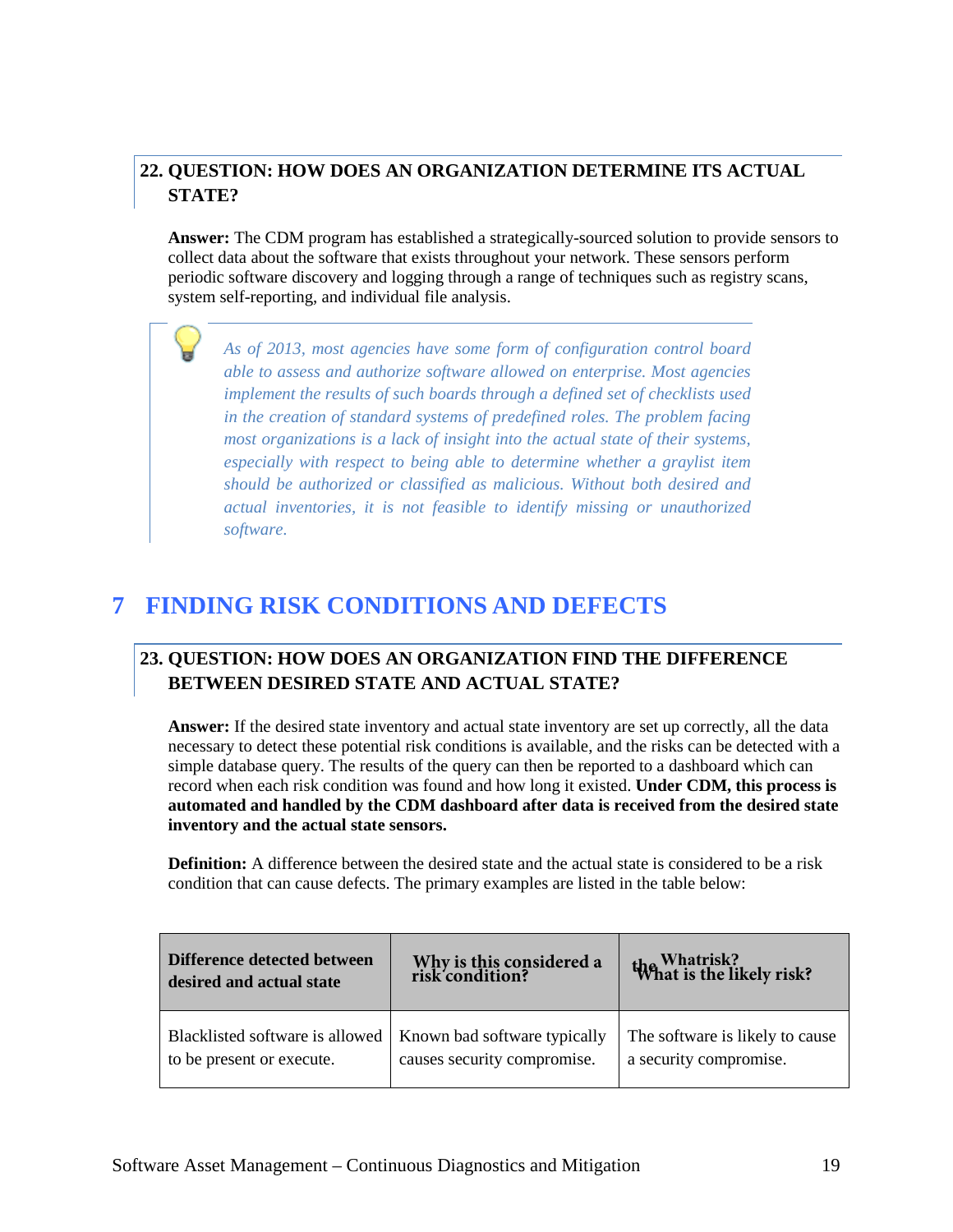**22. QUESTION: HOW DOES AN ORGANIZATION DETERMINE ITS ACTUAL STATE?**

**Answer:** The CDM program has established a strategically-sourced solution to provide sensors to collect data about the software that exists throughout your network. These sensors perform periodic software discovery and logging through a range of techniques such as registry scans, system self-reporting, and individual file analysis.

> *As of 2013, most agencies have some form of configuration control board able to assess and authorize software allowed on enterprise. Most agencies implement the results of such boards through a defined set of checklists used in the creation of standard systems of predefined roles. The problem facing most organizations is a lack of insight into the actual state of their systems, especially with respect to being able to determine whether a graylist item should be authorized or classified as malicious. Without both desired and actual inventories, it is not feasible to identify missing or unauthorized software.*

# 7 FINDING RISK CONDITIONS AND DEFECTS

**23. QUESTION: HOW DOES AN ORGANIZATION FIND THE DIFFERENCE BETWEEN DESIRED STATE AND ACTUAL STATE?**

**Answer:** If the desired state inventory and actual state inventory are set up correctly, all the data necessary to detect these potential risk conditions is available, and the risks can be detected with a simple database query. The results of the query can then be reported to a dashboard which can record when each risk condition was found and how long it existed. **Under CDM, this process is automated and handled by the CDM dashboard after data is received from the desired state inventory and the actual state sensors.**

**Definition:** A difference between the desired state and the actual state is considered to be a risk condition that can cause defects. The primary examples are listed in the table below:

| Difference detected between desired and actual state | Why is this considered a risk condition? | What is the likely risk? |
|---|---|---|
| Blacklisted software is allowed to be present or execute. | Known bad software typically causes security compromise. | The software is likely to cause a security compromise. |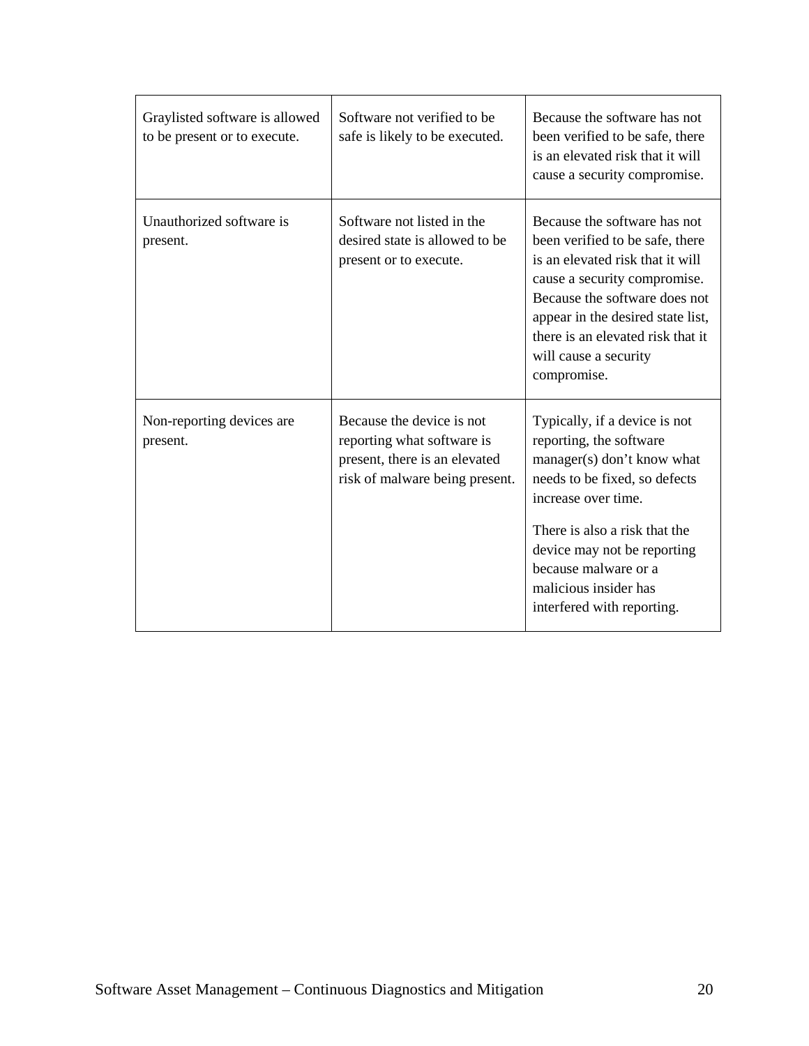| | | |
|---|---|---|
| Graylisted software is allowed to be present or to execute. | Software not verified to be safe is likely to be executed. | Because the software has not been verified to be safe, there is an elevated risk that it will cause a security compromise. |
| Unauthorized software is present. | Software not listed in the desired state is allowed to be present or to execute. | Because the software has not been verified to be safe, there is an elevated risk that it will cause a security compromise. Because the software does not appear in the desired state list, there is an elevated risk that it will cause a security compromise. |
| Non-reporting devices are present. | Because the device is not reporting what software is present, there is an elevated risk of malware being present. | Typically, if a device is not reporting, the software manager(s) don't know what needs to be fixed, so defects increase over time.<br><br>There is also a risk that the device may not be reporting because malware or a malicious insider has interfered with reporting. |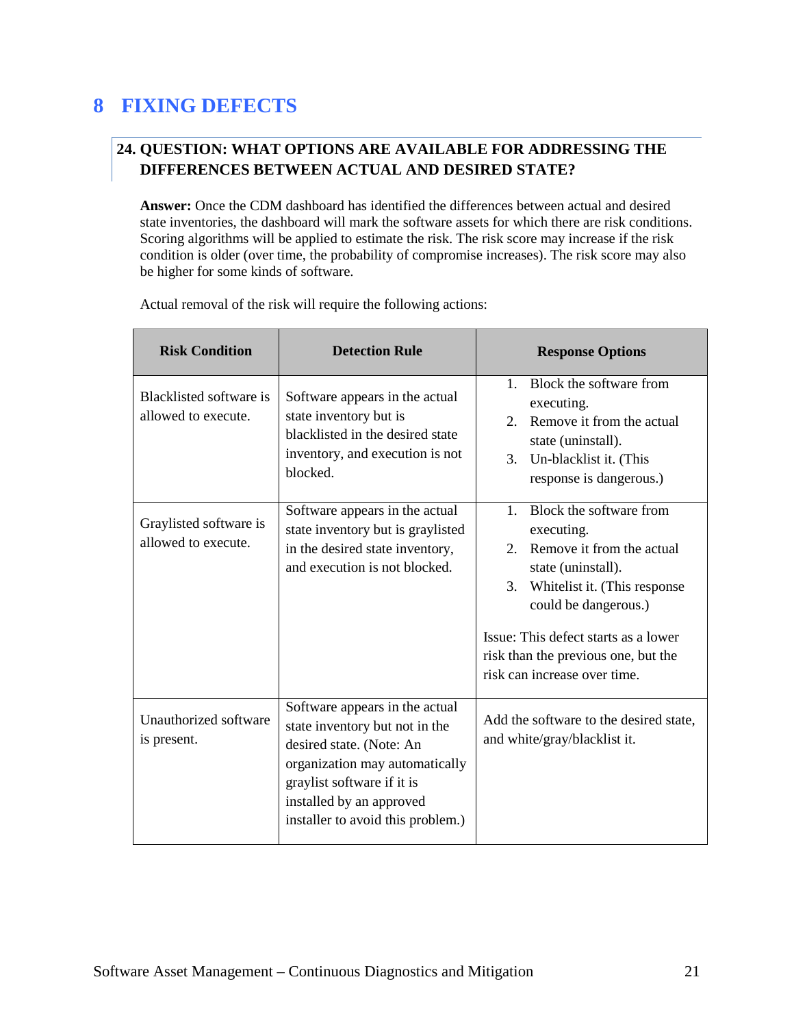# 8 FIXING DEFECTS

## 24. QUESTION: WHAT OPTIONS ARE AVAILABLE FOR ADDRESSING THE DIFFERENCES BETWEEN ACTUAL AND DESIRED STATE?

**Answer:** Once the CDM dashboard has identified the differences between actual and desired state inventories, the dashboard will mark the software assets for which there are risk conditions. Scoring algorithms will be applied to estimate the risk. The risk score may increase if the risk condition is older (over time, the probability of compromise increases). The risk score may also be higher for some kinds of software.

Actual removal of the risk will require the following actions:

| Risk Condition | Detection Rule | Response Options |
|---|---|---|
| Blacklisted software is allowed to execute. | Software appears in the actual state inventory but is blacklisted in the desired state inventory, and execution is not blocked. | 1. Block the software from executing.<br>2. Remove it from the actual state (uninstall).<br>3. Un-blacklist it. (This response is dangerous.) |
| Graylisted software is allowed to execute. | Software appears in the actual state inventory but is graylisted in the desired state inventory, and execution is not blocked. | 1. Block the software from executing.<br>2. Remove it from the actual state (uninstall).<br>3. Whitelist it. (This response could be dangerous.)<br><br>Issue: This defect starts as a lower risk than the previous one, but the risk can increase over time. |
| Unauthorized software is present. | Software appears in the actual state inventory but not in the desired state. (Note: An organization may automatically graylist software if it is installed by an approved installer to avoid this problem.) | Add the software to the desired state, and white/gray/blacklist it. |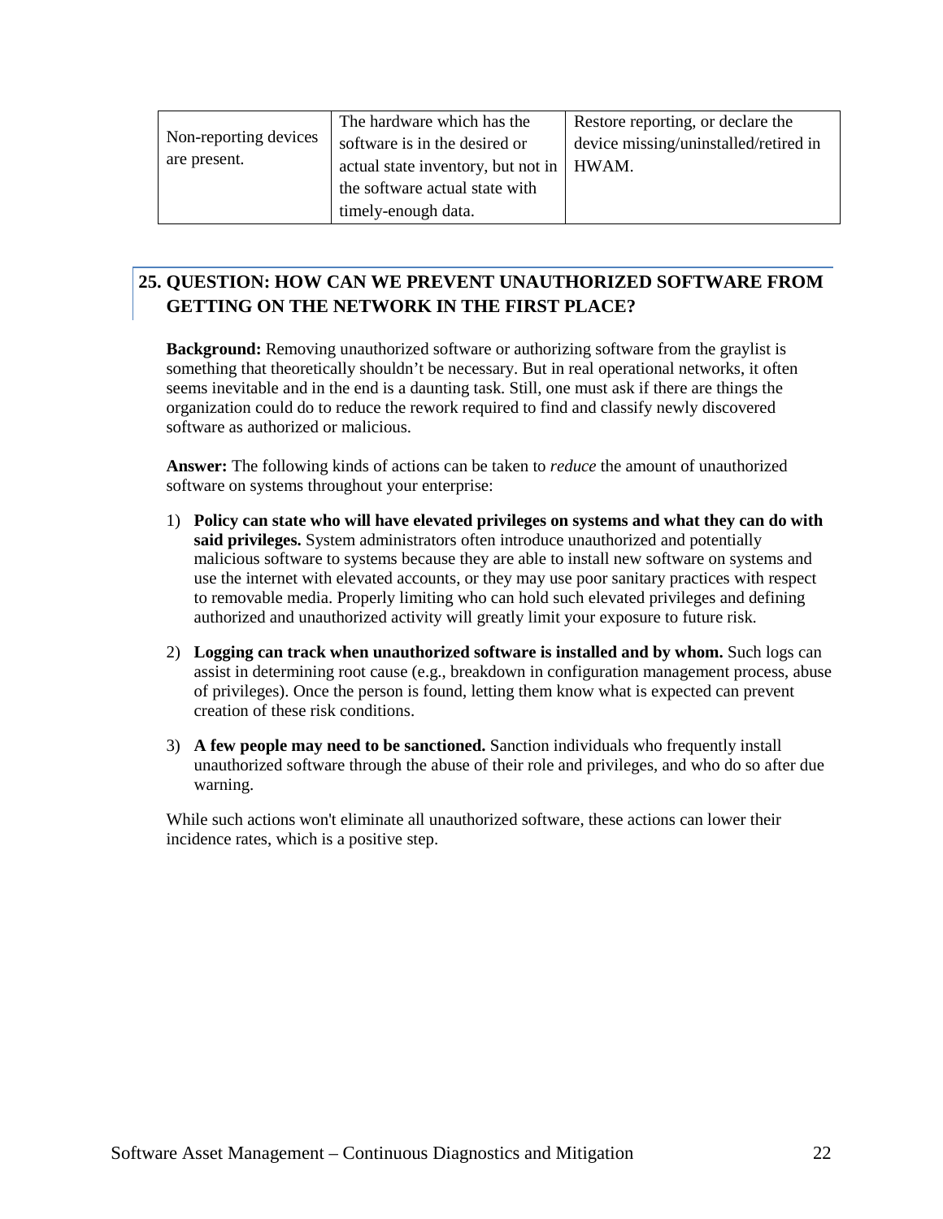| | | |
|---|---|---|
| Non-reporting devices are present. | The hardware which has the software is in the desired or actual state inventory, but not in the software actual state with timely-enough data. | Restore reporting, or declare the device missing/uninstalled/retired in HWAM. |

## 25. QUESTION: HOW CAN WE PREVENT UNAUTHORIZED SOFTWARE FROM GETTING ON THE NETWORK IN THE FIRST PLACE?

**Background:** Removing unauthorized software or authorizing software from the graylist is something that theoretically shouldn't be necessary. But in real operational networks, it often seems inevitable and in the end is a daunting task. Still, one must ask if there are things the organization could do to reduce the rework required to find and classify newly discovered software as authorized or malicious.

**Answer:** The following kinds of actions can be taken to *reduce* the amount of unauthorized software on systems throughout your enterprise:

1) **Policy can state who will have elevated privileges on systems and what they can do with said privileges.** System administrators often introduce unauthorized and potentially malicious software to systems because they are able to install new software on systems and use the internet with elevated accounts, or they may use poor sanitary practices with respect to removable media. Properly limiting who can hold such elevated privileges and defining authorized and unauthorized activity will greatly limit your exposure to future risk.

2) **Logging can track when unauthorized software is installed and by whom.** Such logs can assist in determining root cause (e.g., breakdown in configuration management process, abuse of privileges). Once the person is found, letting them know what is expected can prevent creation of these risk conditions.

3) **A few people may need to be sanctioned.** Sanction individuals who frequently install unauthorized software through the abuse of their role and privileges, and who do so after due warning.

While such actions won't eliminate all unauthorized software, these actions can lower their incidence rates, which is a positive step.